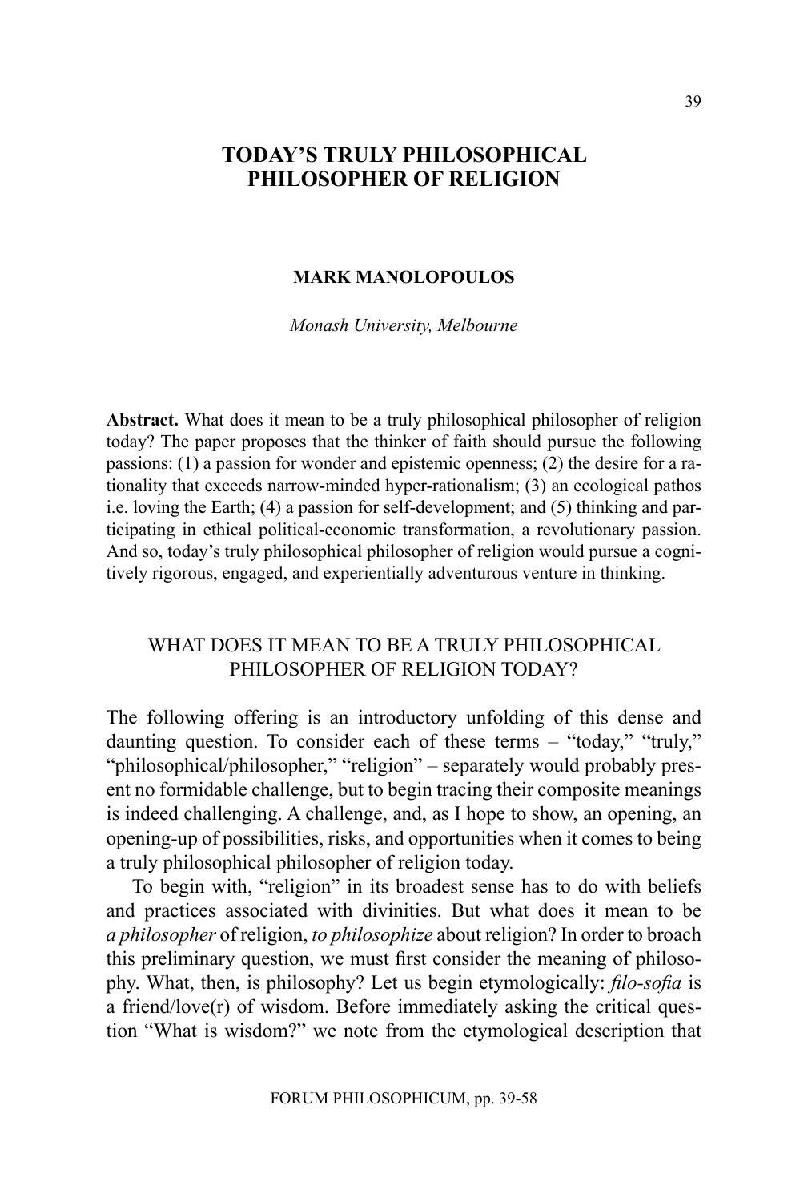# TODAY'S TRULY PHILOSOPHICAL PHILOSOPHER OF RELIGION

**MARK MANOLOPOULOS**

*Monash University, Melbourne*

**Abstract.** What does it mean to be a truly philosophical philosopher of religion today? The paper proposes that the thinker of faith should pursue the following passions: (1) a passion for wonder and epistemic openness; (2) the desire for a rationality that exceeds narrow-minded hyper-rationalism; (3) an ecological pathos i.e. loving the Earth; (4) a passion for self-development; and (5) thinking and participating in ethical political-economic transformation, a revolutionary passion. And so, today's truly philosophical philosopher of religion would pursue a cognitively rigorous, engaged, and experientially adventurous venture in thinking.

## WHAT DOES IT MEAN TO BE A TRULY PHILOSOPHICAL PHILOSOPHER OF RELIGION TODAY?

The following offering is an introductory unfolding of this dense and daunting question. To consider each of these terms – "today," "truly," "philosophical/philosopher," "religion" – separately would probably present no formidable challenge, but to begin tracing their composite meanings is indeed challenging. A challenge, and, as I hope to show, an opening, an opening-up of possibilities, risks, and opportunities when it comes to being a truly philosophical philosopher of religion today.

To begin with, "religion" in its broadest sense has to do with beliefs and practices associated with divinities. But what does it mean to be *a philosopher* of religion, *to philosophize* about religion? In order to broach this preliminary question, we must first consider the meaning of philosophy. What, then, is philosophy? Let us begin etymologically: *filo-sofia* is a friend/love(r) of wisdom. Before immediately asking the critical question "What is wisdom?" we note from the etymological description that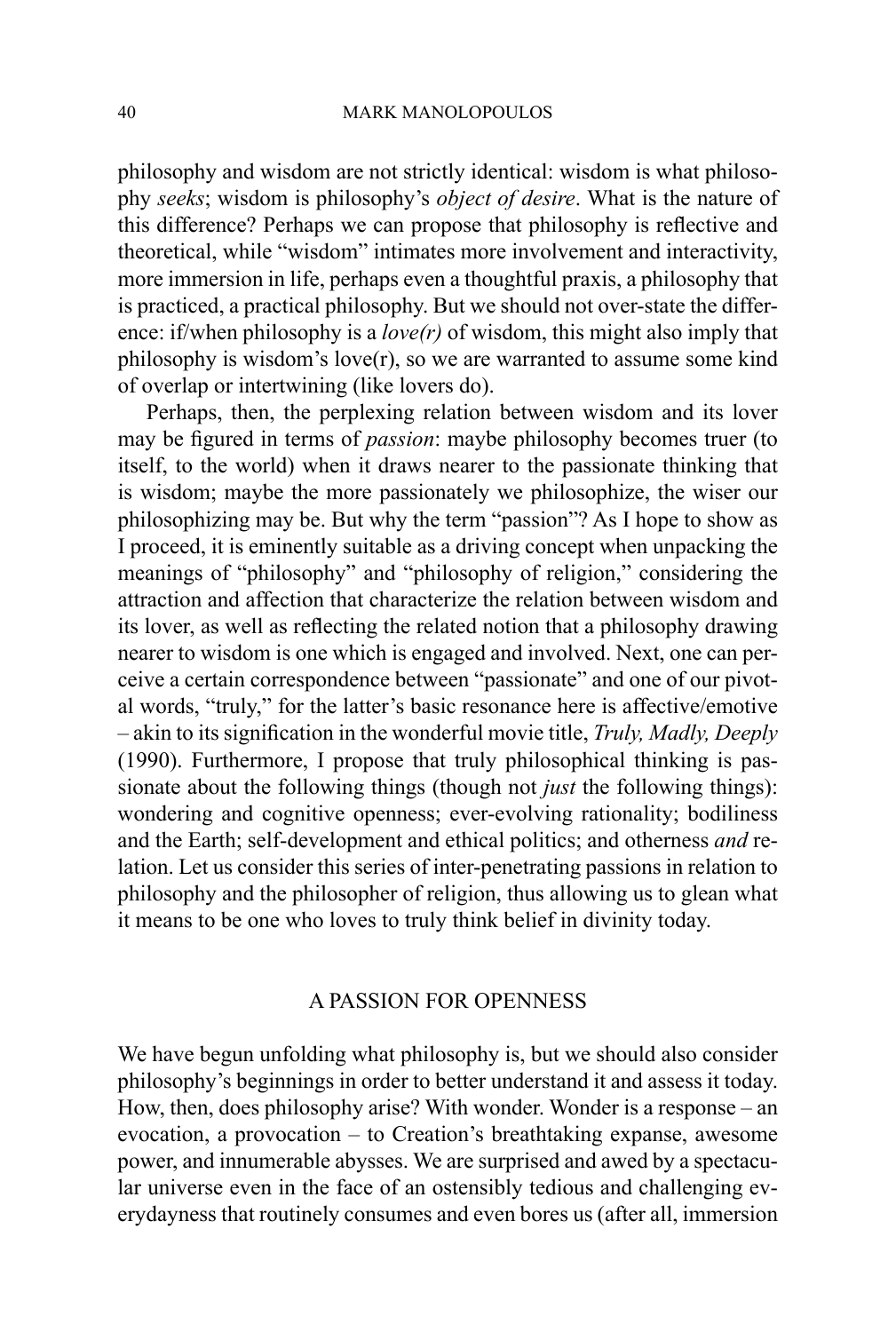philosophy and wisdom are not strictly identical: wisdom is what philosophy *seeks*; wisdom is philosophy's *object of desire*. What is the nature of this difference? Perhaps we can propose that philosophy is reflective and theoretical, while "wisdom" intimates more involvement and interactivity, more immersion in life, perhaps even a thoughtful praxis, a philosophy that is practiced, a practical philosophy. But we should not over-state the difference: if/when philosophy is a *love(r)* of wisdom, this might also imply that philosophy is wisdom's love(r), so we are warranted to assume some kind of overlap or intertwining (like lovers do).

Perhaps, then, the perplexing relation between wisdom and its lover may be figured in terms of *passion*: maybe philosophy becomes truer (to itself, to the world) when it draws nearer to the passionate thinking that is wisdom; maybe the more passionately we philosophize, the wiser our philosophizing may be. But why the term "passion"? As I hope to show as I proceed, it is eminently suitable as a driving concept when unpacking the meanings of "philosophy" and "philosophy of religion," considering the attraction and affection that characterize the relation between wisdom and its lover, as well as reflecting the related notion that a philosophy drawing nearer to wisdom is one which is engaged and involved. Next, one can perceive a certain correspondence between "passionate" and one of our pivotal words, "truly," for the latter's basic resonance here is affective/emotive – akin to its signification in the wonderful movie title, *Truly, Madly, Deeply* (1990). Furthermore, I propose that truly philosophical thinking is passionate about the following things (though not *just* the following things): wondering and cognitive openness; ever-evolving rationality; bodiliness and the Earth; self-development and ethical politics; and otherness *and* relation. Let us consider this series of inter-penetrating passions in relation to philosophy and the philosopher of religion, thus allowing us to glean what it means to be one who loves to truly think belief in divinity today.

## A PASSION FOR OPENNESS

We have begun unfolding what philosophy is, but we should also consider philosophy's beginnings in order to better understand it and assess it today. How, then, does philosophy arise? With wonder. Wonder is a response – an evocation, a provocation – to Creation's breathtaking expanse, awesome power, and innumerable abysses. We are surprised and awed by a spectacular universe even in the face of an ostensibly tedious and challenging everydayness that routinely consumes and even bores us (after all, immersion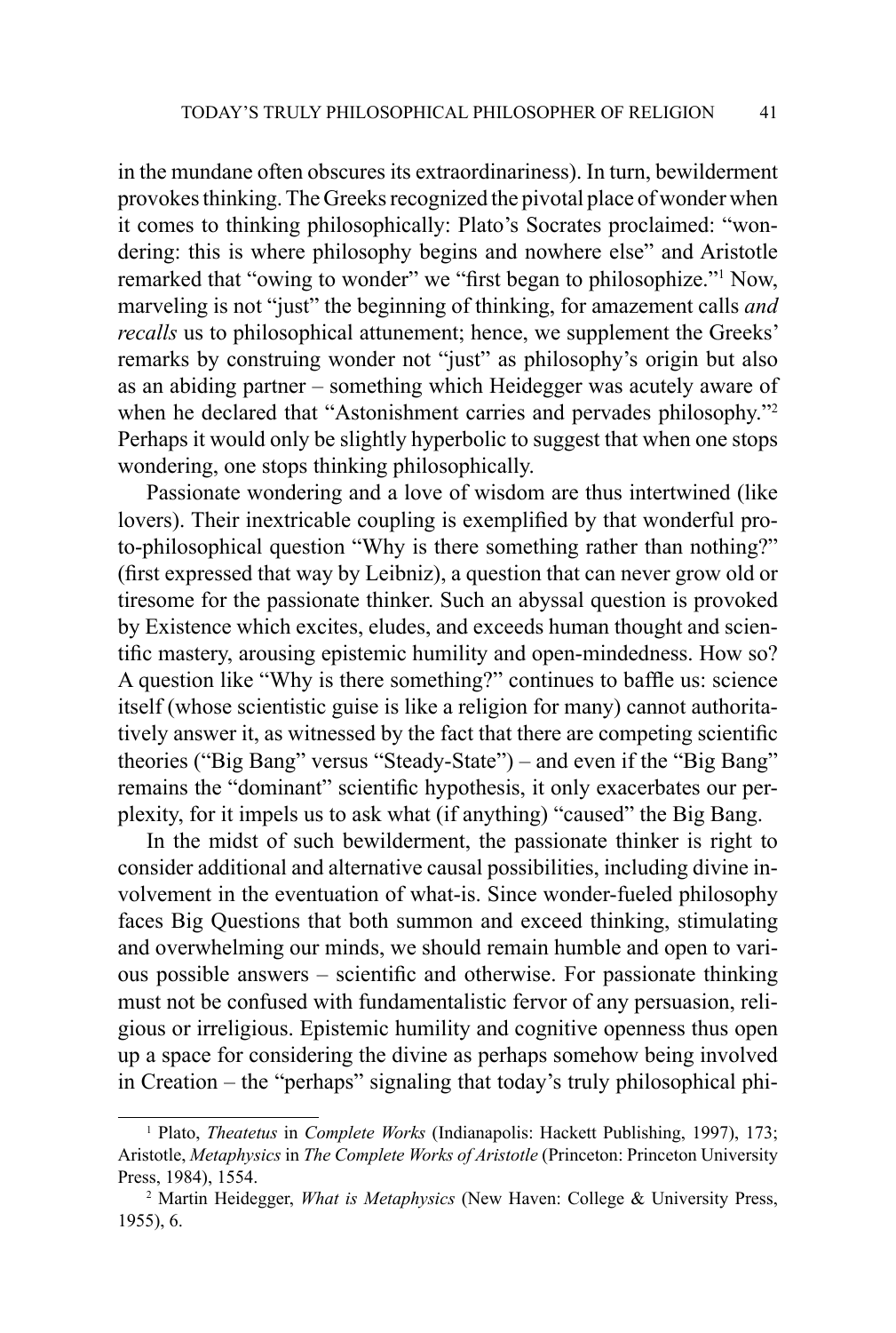in the mundane often obscures its extraordinariness). In turn, bewilderment provokes thinking. The Greeks recognized the pivotal place of wonder when it comes to thinking philosophically: Plato's Socrates proclaimed: "wondering: this is where philosophy begins and nowhere else" and Aristotle remarked that "owing to wonder" we "first began to philosophize."[1] Now, marveling is not "just" the beginning of thinking, for amazement calls *and recalls* us to philosophical attunement; hence, we supplement the Greeks' remarks by construing wonder not "just" as philosophy's origin but also as an abiding partner – something which Heidegger was acutely aware of when he declared that "Astonishment carries and pervades philosophy."[2] Perhaps it would only be slightly hyperbolic to suggest that when one stops wondering, one stops thinking philosophically.

Passionate wondering and a love of wisdom are thus intertwined (like lovers). Their inextricable coupling is exemplified by that wonderful proto-philosophical question "Why is there something rather than nothing?" (first expressed that way by Leibniz), a question that can never grow old or tiresome for the passionate thinker. Such an abyssal question is provoked by Existence which excites, eludes, and exceeds human thought and scientific mastery, arousing epistemic humility and open-mindedness. How so? A question like "Why is there something?" continues to baffle us: science itself (whose scientistic guise is like a religion for many) cannot authoritatively answer it, as witnessed by the fact that there are competing scientific theories ("Big Bang" versus "Steady-State") – and even if the "Big Bang" remains the "dominant" scientific hypothesis, it only exacerbates our perplexity, for it impels us to ask what (if anything) "caused" the Big Bang.

In the midst of such bewilderment, the passionate thinker is right to consider additional and alternative causal possibilities, including divine involvement in the eventuation of what-is. Since wonder-fueled philosophy faces Big Questions that both summon and exceed thinking, stimulating and overwhelming our minds, we should remain humble and open to various possible answers – scientific and otherwise. For passionate thinking must not be confused with fundamentalistic fervor of any persuasion, religious or irreligious. Epistemic humility and cognitive openness thus open up a space for considering the divine as perhaps somehow being involved in Creation – the "perhaps" signaling that today's truly philosophical phi-

---

[1] Plato, *Theatetus* in *Complete Works* (Indianapolis: Hackett Publishing, 1997), 173; Aristotle, *Metaphysics* in *The Complete Works of Aristotle* (Princeton: Princeton University Press, 1984), 1554.

[2] Martin Heidegger, *What is Metaphysics* (New Haven: College & University Press, 1955), 6.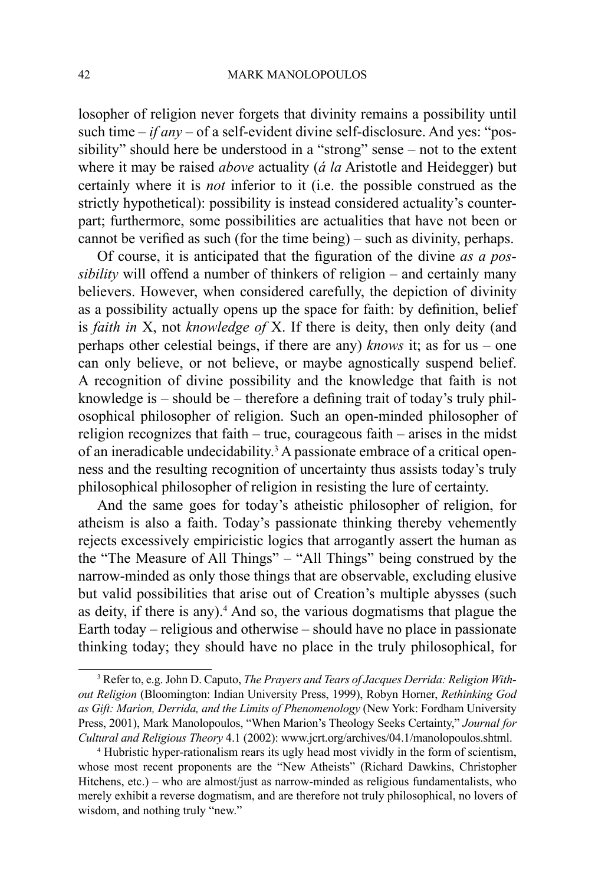losopher of religion never forgets that divinity remains a possibility until such time – *if any* – of a self-evident divine self-disclosure. And yes: "possibility" should here be understood in a "strong" sense – not to the extent where it may be raised *above* actuality (*á la* Aristotle and Heidegger) but certainly where it is *not* inferior to it (i.e. the possible construed as the strictly hypothetical): possibility is instead considered actuality's counterpart; furthermore, some possibilities are actualities that have not been or cannot be verified as such (for the time being) – such as divinity, perhaps.

Of course, it is anticipated that the figuration of the divine *as a possibility* will offend a number of thinkers of religion – and certainly many believers. However, when considered carefully, the depiction of divinity as a possibility actually opens up the space for faith: by definition, belief is *faith in* X, not *knowledge of* X. If there is deity, then only deity (and perhaps other celestial beings, if there are any) *knows* it; as for us – one can only believe, or not believe, or maybe agnostically suspend belief. A recognition of divine possibility and the knowledge that faith is not knowledge is – should be – therefore a defining trait of today's truly philosophical philosopher of religion. Such an open-minded philosopher of religion recognizes that faith – true, courageous faith – arises in the midst of an ineradicable undecidability.[3] A passionate embrace of a critical openness and the resulting recognition of uncertainty thus assists today's truly philosophical philosopher of religion in resisting the lure of certainty.

And the same goes for today's atheistic philosopher of religion, for atheism is also a faith. Today's passionate thinking thereby vehemently rejects excessively empiricistic logics that arrogantly assert the human as the "The Measure of All Things" – "All Things" being construed by the narrow-minded as only those things that are observable, excluding elusive but valid possibilities that arise out of Creation's multiple abysses (such as deity, if there is any).[4] And so, the various dogmatisms that plague the Earth today – religious and otherwise – should have no place in passionate thinking today; they should have no place in the truly philosophical, for

---

[3] Refer to, e.g. John D. Caputo, *The Prayers and Tears of Jacques Derrida: Religion Without Religion* (Bloomington: Indian University Press, 1999), Robyn Horner, *Rethinking God as Gift: Marion, Derrida, and the Limits of Phenomenology* (New York: Fordham University Press, 2001), Mark Manolopoulos, "When Marion's Theology Seeks Certainty," *Journal for Cultural and Religious Theory* 4.1 (2002): www.jcrt.org/archives/04.1/manolopoulos.shtml.

[4] Hubristic hyper-rationalism rears its ugly head most vividly in the form of scientism, whose most recent proponents are the "New Atheists" (Richard Dawkins, Christopher Hitchens, etc.) – who are almost/just as narrow-minded as religious fundamentalists, who merely exhibit a reverse dogmatism, and are therefore not truly philosophical, no lovers of wisdom, and nothing truly "new."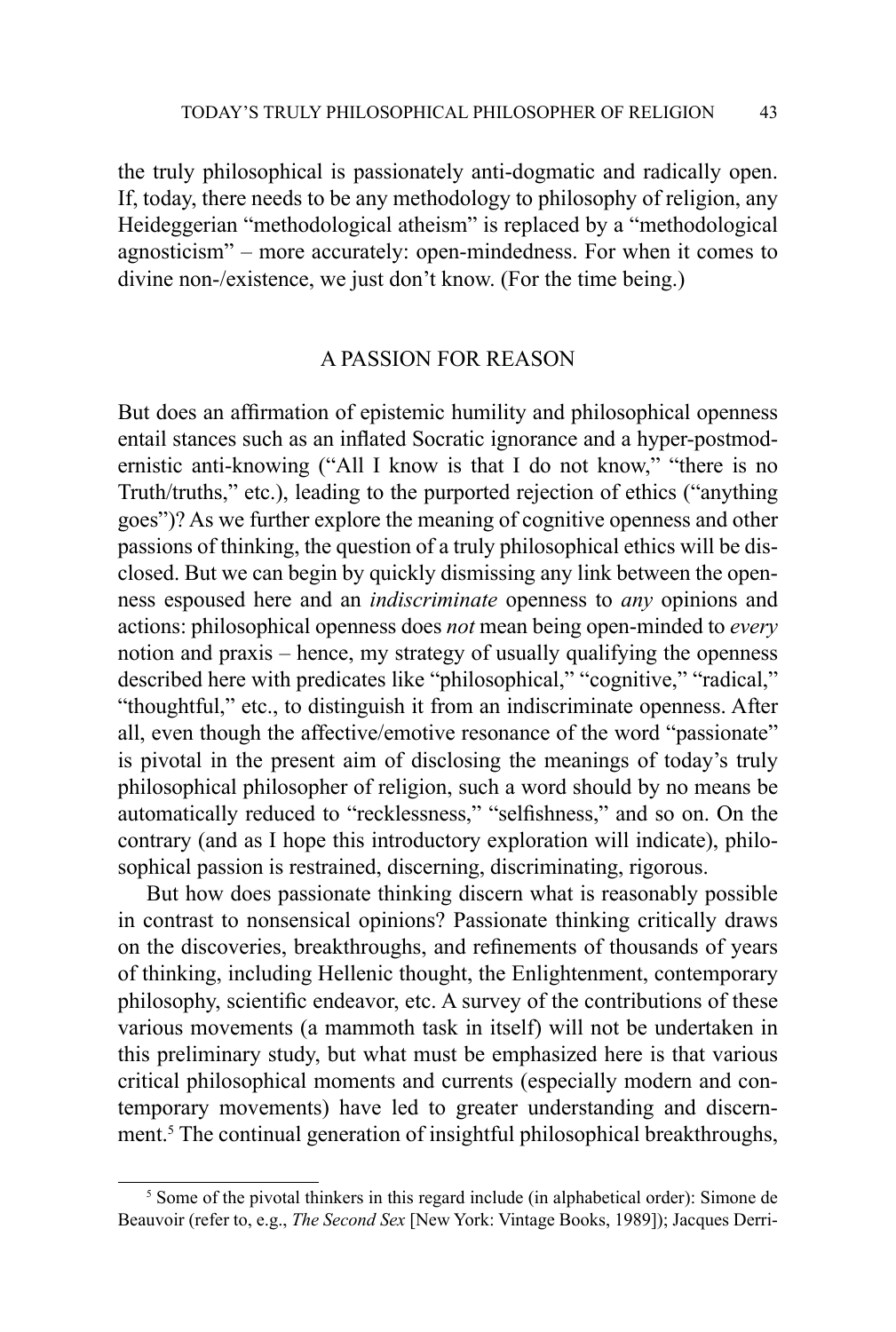the truly philosophical is passionately anti-dogmatic and radically open. If, today, there needs to be any methodology to philosophy of religion, any Heideggerian "methodological atheism" is replaced by a "methodological agnosticism" – more accurately: open-mindedness. For when it comes to divine non-/existence, we just don't know. (For the time being.)

## A PASSION FOR REASON

But does an affirmation of epistemic humility and philosophical openness entail stances such as an inflated Socratic ignorance and a hyper-postmodernistic anti-knowing ("All I know is that I do not know," "there is no Truth/truths," etc.), leading to the purported rejection of ethics ("anything goes")? As we further explore the meaning of cognitive openness and other passions of thinking, the question of a truly philosophical ethics will be disclosed. But we can begin by quickly dismissing any link between the openness espoused here and an *indiscriminate* openness to *any* opinions and actions: philosophical openness does *not* mean being open-minded to *every* notion and praxis – hence, my strategy of usually qualifying the openness described here with predicates like "philosophical," "cognitive," "radical," "thoughtful," etc., to distinguish it from an indiscriminate openness. After all, even though the affective/emotive resonance of the word "passionate" is pivotal in the present aim of disclosing the meanings of today's truly philosophical philosopher of religion, such a word should by no means be automatically reduced to "recklessness," "selfishness," and so on. On the contrary (and as I hope this introductory exploration will indicate), philosophical passion is restrained, discerning, discriminating, rigorous.

But how does passionate thinking discern what is reasonably possible in contrast to nonsensical opinions? Passionate thinking critically draws on the discoveries, breakthroughs, and refinements of thousands of years of thinking, including Hellenic thought, the Enlightenment, contemporary philosophy, scientific endeavor, etc. A survey of the contributions of these various movements (a mammoth task in itself) will not be undertaken in this preliminary study, but what must be emphasized here is that various critical philosophical moments and currents (especially modern and contemporary movements) have led to greater understanding and discernment.[5] The continual generation of insightful philosophical breakthroughs,

[5] Some of the pivotal thinkers in this regard include (in alphabetical order): Simone de Beauvoir (refer to, e.g., *The Second Sex* [New York: Vintage Books, 1989]); Jacques Derri-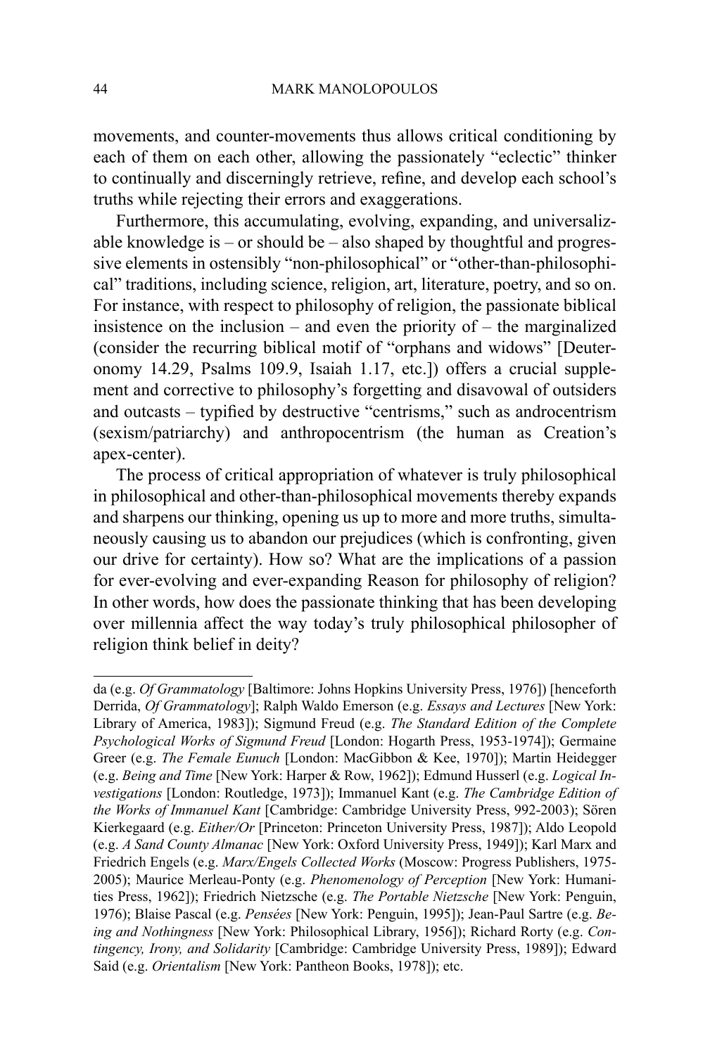movements, and counter-movements thus allows critical conditioning by each of them on each other, allowing the passionately "eclectic" thinker to continually and discerningly retrieve, refine, and develop each school's truths while rejecting their errors and exaggerations.

Furthermore, this accumulating, evolving, expanding, and universalizable knowledge is – or should be – also shaped by thoughtful and progressive elements in ostensibly "non-philosophical" or "other-than-philosophical" traditions, including science, religion, art, literature, poetry, and so on. For instance, with respect to philosophy of religion, the passionate biblical insistence on the inclusion – and even the priority of – the marginalized (consider the recurring biblical motif of "orphans and widows" [Deuteronomy 14.29, Psalms 109.9, Isaiah 1.17, etc.]) offers a crucial supplement and corrective to philosophy's forgetting and disavowal of outsiders and outcasts – typified by destructive "centrisms," such as androcentrism (sexism/patriarchy) and anthropocentrism (the human as Creation's apex-center).

The process of critical appropriation of whatever is truly philosophical in philosophical and other-than-philosophical movements thereby expands and sharpens our thinking, opening us up to more and more truths, simultaneously causing us to abandon our prejudices (which is confronting, given our drive for certainty). How so? What are the implications of a passion for ever-evolving and ever-expanding Reason for philosophy of religion? In other words, how does the passionate thinking that has been developing over millennia affect the way today's truly philosophical philosopher of religion think belief in deity?

---

da (e.g. *Of Grammatology* [Baltimore: Johns Hopkins University Press, 1976]) [henceforth Derrida, *Of Grammatology*]; Ralph Waldo Emerson (e.g. *Essays and Lectures* [New York: Library of America, 1983]); Sigmund Freud (e.g. *The Standard Edition of the Complete Psychological Works of Sigmund Freud* [London: Hogarth Press, 1953-1974]); Germaine Greer (e.g. *The Female Eunuch* [London: MacGibbon & Kee, 1970]); Martin Heidegger (e.g. *Being and Time* [New York: Harper & Row, 1962]); Edmund Husserl (e.g. *Logical Investigations* [London: Routledge, 1973]); Immanuel Kant (e.g. *The Cambridge Edition of the Works of Immanuel Kant* [Cambridge: Cambridge University Press, 992-2003); Sören Kierkegaard (e.g. *Either/Or* [Princeton: Princeton University Press, 1987]); Aldo Leopold (e.g. *A Sand County Almanac* [New York: Oxford University Press, 1949]); Karl Marx and Friedrich Engels (e.g. *Marx/Engels Collected Works* (Moscow: Progress Publishers, 1975-2005); Maurice Merleau-Ponty (e.g. *Phenomenology of Perception* [New York: Humanities Press, 1962]); Friedrich Nietzsche (e.g. *The Portable Nietzsche* [New York: Penguin, 1976); Blaise Pascal (e.g. *Pensées* [New York: Penguin, 1995]); Jean-Paul Sartre (e.g. *Being and Nothingness* [New York: Philosophical Library, 1956]); Richard Rorty (e.g. *Contingency, Irony, and Solidarity* [Cambridge: Cambridge University Press, 1989]); Edward Said (e.g. *Orientalism* [New York: Pantheon Books, 1978]); etc.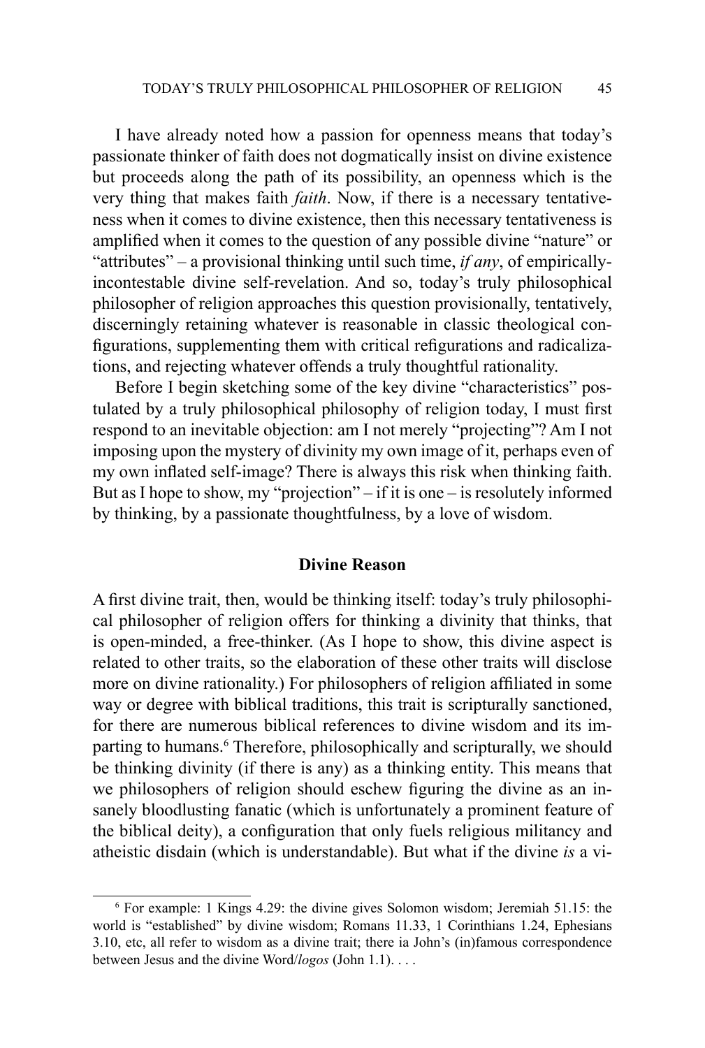I have already noted how a passion for openness means that today's passionate thinker of faith does not dogmatically insist on divine existence but proceeds along the path of its possibility, an openness which is the very thing that makes faith *faith*. Now, if there is a necessary tentativeness when it comes to divine existence, then this necessary tentativeness is amplified when it comes to the question of any possible divine "nature" or "attributes" – a provisional thinking until such time, *if any*, of empirically-incontestable divine self-revelation. And so, today's truly philosophical philosopher of religion approaches this question provisionally, tentatively, discerningly retaining whatever is reasonable in classic theological configurations, supplementing them with critical refigurations and radicalizations, and rejecting whatever offends a truly thoughtful rationality.

Before I begin sketching some of the key divine "characteristics" postulated by a truly philosophical philosophy of religion today, I must first respond to an inevitable objection: am I not merely "projecting"? Am I not imposing upon the mystery of divinity my own image of it, perhaps even of my own inflated self-image? There is always this risk when thinking faith. But as I hope to show, my "projection" – if it is one – is resolutely informed by thinking, by a passionate thoughtfulness, by a love of wisdom.

## Divine Reason

A first divine trait, then, would be thinking itself: today's truly philosophical philosopher of religion offers for thinking a divinity that thinks, that is open-minded, a free-thinker. (As I hope to show, this divine aspect is related to other traits, so the elaboration of these other traits will disclose more on divine rationality.) For philosophers of religion affiliated in some way or degree with biblical traditions, this trait is scripturally sanctioned, for there are numerous biblical references to divine wisdom and its imparting to humans.[6] Therefore, philosophically and scripturally, we should be thinking divinity (if there is any) as a thinking entity. This means that we philosophers of religion should eschew figuring the divine as an insanely bloodlusting fanatic (which is unfortunately a prominent feature of the biblical deity), a configuration that only fuels religious militancy and atheistic disdain (which is understandable). But what if the divine *is* a vi-

[6] For example: 1 Kings 4.29: the divine gives Solomon wisdom; Jeremiah 51.15: the world is "established" by divine wisdom; Romans 11.33, 1 Corinthians 1.24, Ephesians 3.10, etc, all refer to wisdom as a divine trait; there ia John's (in)famous correspondence between Jesus and the divine Word/*logos* (John 1.1). . . .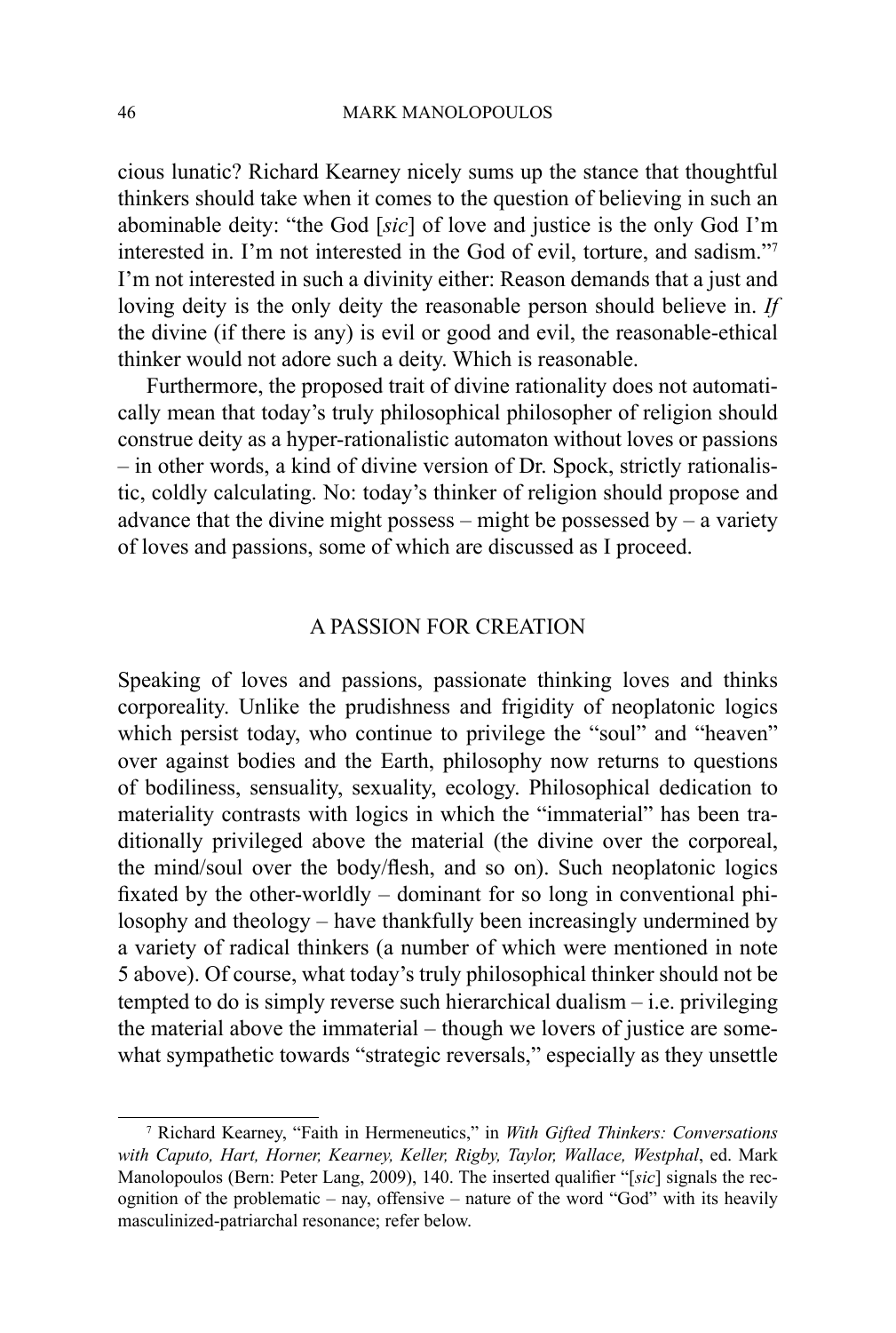cious lunatic? Richard Kearney nicely sums up the stance that thoughtful thinkers should take when it comes to the question of believing in such an abominable deity: "the God [*sic*] of love and justice is the only God I'm interested in. I'm not interested in the God of evil, torture, and sadism."[7] I'm not interested in such a divinity either: Reason demands that a just and loving deity is the only deity the reasonable person should believe in. *If* the divine (if there is any) is evil or good and evil, the reasonable-ethical thinker would not adore such a deity. Which is reasonable.

Furthermore, the proposed trait of divine rationality does not automatically mean that today's truly philosophical philosopher of religion should construe deity as a hyper-rationalistic automaton without loves or passions – in other words, a kind of divine version of Dr. Spock, strictly rationalistic, coldly calculating. No: today's thinker of religion should propose and advance that the divine might possess – might be possessed by – a variety of loves and passions, some of which are discussed as I proceed.

## A PASSION FOR CREATION

Speaking of loves and passions, passionate thinking loves and thinks corporeality. Unlike the prudishness and frigidity of neoplatonic logics which persist today, who continue to privilege the "soul" and "heaven" over against bodies and the Earth, philosophy now returns to questions of bodiliness, sensuality, sexuality, ecology. Philosophical dedication to materiality contrasts with logics in which the "immaterial" has been traditionally privileged above the material (the divine over the corporeal, the mind/soul over the body/flesh, and so on). Such neoplatonic logics fixated by the other-worldly – dominant for so long in conventional philosophy and theology – have thankfully been increasingly undermined by a variety of radical thinkers (a number of which were mentioned in note 5 above). Of course, what today's truly philosophical thinker should not be tempted to do is simply reverse such hierarchical dualism – i.e. privileging the material above the immaterial – though we lovers of justice are somewhat sympathetic towards "strategic reversals," especially as they unsettle

---

[7] Richard Kearney, "Faith in Hermeneutics," in *With Gifted Thinkers: Conversations with Caputo, Hart, Horner, Kearney, Keller, Rigby, Taylor, Wallace, Westphal*, ed. Mark Manolopoulos (Bern: Peter Lang, 2009), 140. The inserted qualifier "[*sic*] signals the recognition of the problematic – nay, offensive – nature of the word "God" with its heavily masculinized-patriarchal resonance; refer below.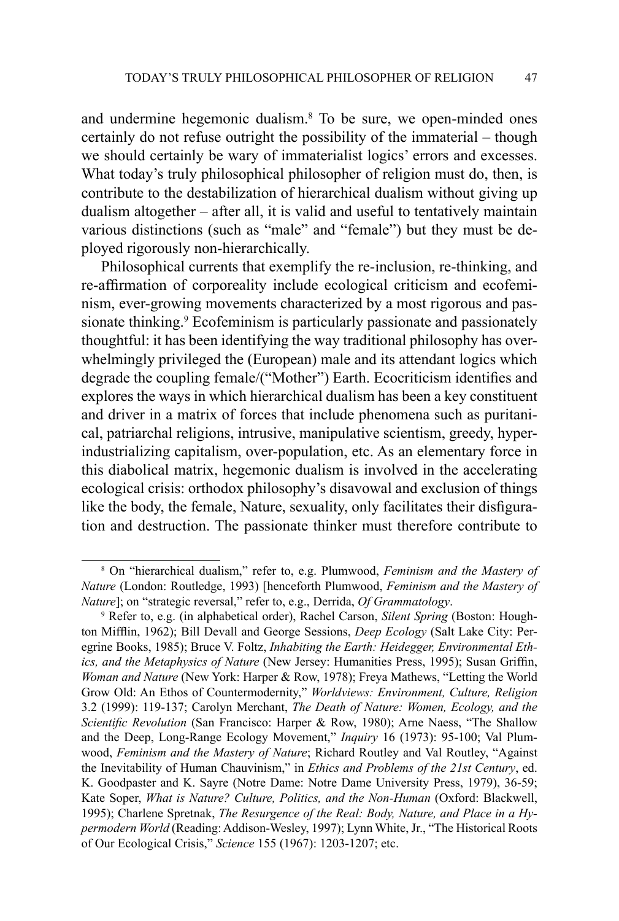and undermine hegemonic dualism.[8] To be sure, we open-minded ones certainly do not refuse outright the possibility of the immaterial – though we should certainly be wary of immaterialist logics' errors and excesses. What today's truly philosophical philosopher of religion must do, then, is contribute to the destabilization of hierarchical dualism without giving up dualism altogether – after all, it is valid and useful to tentatively maintain various distinctions (such as "male" and "female") but they must be deployed rigorously non-hierarchically.

Philosophical currents that exemplify the re-inclusion, re-thinking, and re-affirmation of corporeality include ecological criticism and ecofeminism, ever-growing movements characterized by a most rigorous and passionate thinking.[9] Ecofeminism is particularly passionate and passionately thoughtful: it has been identifying the way traditional philosophy has overwhelmingly privileged the (European) male and its attendant logics which degrade the coupling female/("Mother") Earth. Ecocriticism identifies and explores the ways in which hierarchical dualism has been a key constituent and driver in a matrix of forces that include phenomena such as puritanical, patriarchal religions, intrusive, manipulative scientism, greedy, hyper-industrializing capitalism, over-population, etc. As an elementary force in this diabolical matrix, hegemonic dualism is involved in the accelerating ecological crisis: orthodox philosophy's disavowal and exclusion of things like the body, the female, Nature, sexuality, only facilitates their disfiguration and destruction. The passionate thinker must therefore contribute to

---

[8] On "hierarchical dualism," refer to, e.g. Plumwood, *Feminism and the Mastery of Nature* (London: Routledge, 1993) [henceforth Plumwood, *Feminism and the Mastery of Nature*]; on "strategic reversal," refer to, e.g., Derrida, *Of Grammatology*.

[9] Refer to, e.g. (in alphabetical order), Rachel Carson, *Silent Spring* (Boston: Houghton Mifflin, 1962); Bill Devall and George Sessions, *Deep Ecology* (Salt Lake City: Peregrine Books, 1985); Bruce V. Foltz, *Inhabiting the Earth: Heidegger, Environmental Ethics, and the Metaphysics of Nature* (New Jersey: Humanities Press, 1995); Susan Griffin, *Woman and Nature* (New York: Harper & Row, 1978); Freya Mathews, "Letting the World Grow Old: An Ethos of Countermodernity," *Worldviews: Environment, Culture, Religion* 3.2 (1999): 119-137; Carolyn Merchant, *The Death of Nature: Women, Ecology, and the Scientific Revolution* (San Francisco: Harper & Row, 1980); Arne Naess, "The Shallow and the Deep, Long-Range Ecology Movement," *Inquiry* 16 (1973): 95-100; Val Plumwood, *Feminism and the Mastery of Nature*; Richard Routley and Val Routley, "Against the Inevitability of Human Chauvinism," in *Ethics and Problems of the 21st Century*, ed. K. Goodpaster and K. Sayre (Notre Dame: Notre Dame University Press, 1979), 36-59; Kate Soper, *What is Nature? Culture, Politics, and the Non-Human* (Oxford: Blackwell, 1995); Charlene Spretnak, *The Resurgence of the Real: Body, Nature, and Place in a Hypermodern World* (Reading: Addison-Wesley, 1997); Lynn White, Jr., "The Historical Roots of Our Ecological Crisis," *Science* 155 (1967): 1203-1207; etc.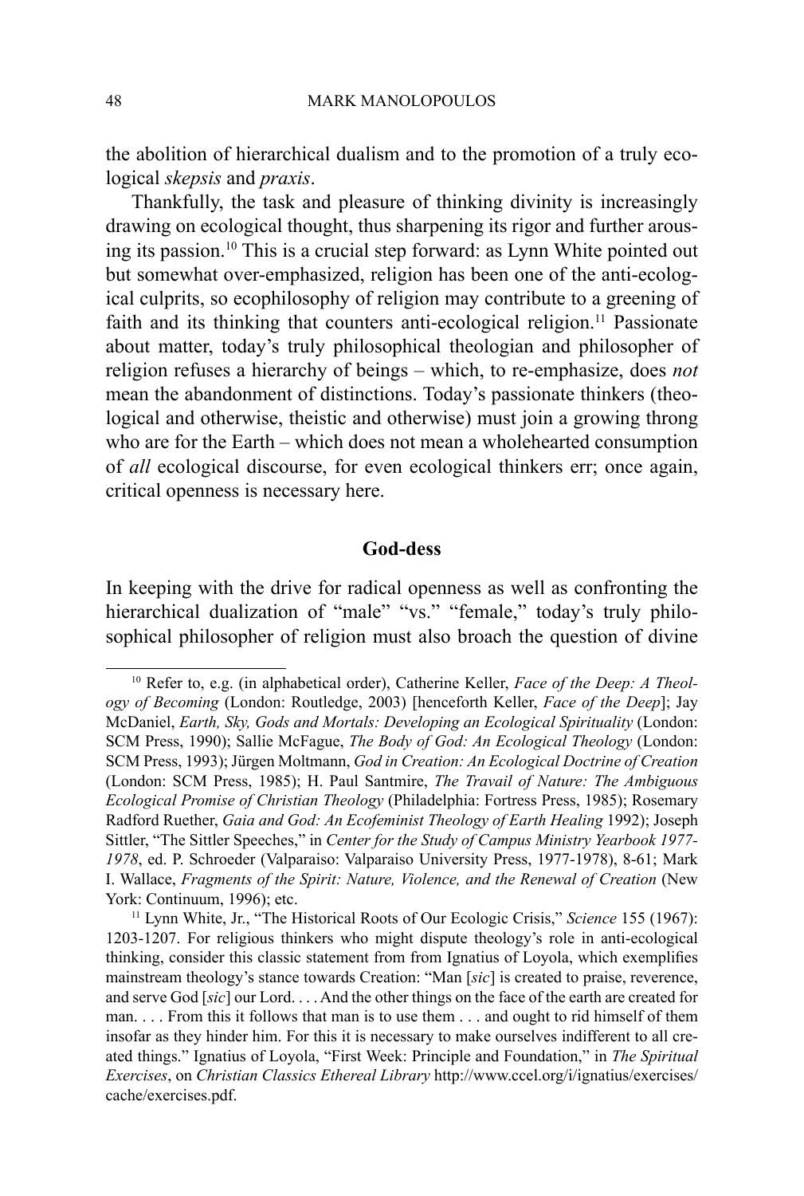the abolition of hierarchical dualism and to the promotion of a truly ecological *skepsis* and *praxis*.

Thankfully, the task and pleasure of thinking divinity is increasingly drawing on ecological thought, thus sharpening its rigor and further arousing its passion.[10] This is a crucial step forward: as Lynn White pointed out but somewhat over-emphasized, religion has been one of the anti-ecological culprits, so ecophilosophy of religion may contribute to a greening of faith and its thinking that counters anti-ecological religion.[11] Passionate about matter, today's truly philosophical theologian and philosopher of religion refuses a hierarchy of beings – which, to re-emphasize, does *not* mean the abandonment of distinctions. Today's passionate thinkers (theological and otherwise, theistic and otherwise) must join a growing throng who are for the Earth – which does not mean a wholehearted consumption of *all* ecological discourse, for even ecological thinkers err; once again, critical openness is necessary here.

## God-dess

In keeping with the drive for radical openness as well as confronting the hierarchical dualization of "male" "vs." "female," today's truly philosophical philosopher of religion must also broach the question of divine

---

[10] Refer to, e.g. (in alphabetical order), Catherine Keller, *Face of the Deep: A Theology of Becoming* (London: Routledge, 2003) [henceforth Keller, *Face of the Deep*]; Jay McDaniel, *Earth, Sky, Gods and Mortals: Developing an Ecological Spirituality* (London: SCM Press, 1990); Sallie McFague, *The Body of God: An Ecological Theology* (London: SCM Press, 1993); Jürgen Moltmann, *God in Creation: An Ecological Doctrine of Creation* (London: SCM Press, 1985); H. Paul Santmire, *The Travail of Nature: The Ambiguous Ecological Promise of Christian Theology* (Philadelphia: Fortress Press, 1985); Rosemary Radford Ruether, *Gaia and God: An Ecofeminist Theology of Earth Healing* 1992); Joseph Sittler, "The Sittler Speeches," in *Center for the Study of Campus Ministry Yearbook 1977-1978*, ed. P. Schroeder (Valparaiso: Valparaiso University Press, 1977-1978), 8-61; Mark I. Wallace, *Fragments of the Spirit: Nature, Violence, and the Renewal of Creation* (New York: Continuum, 1996); etc.

[11] Lynn White, Jr., "The Historical Roots of Our Ecologic Crisis," *Science* 155 (1967): 1203-1207. For religious thinkers who might dispute theology's role in anti-ecological thinking, consider this classic statement from from Ignatius of Loyola, which exemplifies mainstream theology's stance towards Creation: "Man [*sic*] is created to praise, reverence, and serve God [*sic*] our Lord. . . . And the other things on the face of the earth are created for man. . . . From this it follows that man is to use them . . . and ought to rid himself of them insofar as they hinder him. For this it is necessary to make ourselves indifferent to all created things." Ignatius of Loyola, "First Week: Principle and Foundation," in *The Spiritual Exercises*, on *Christian Classics Ethereal Library* http://www.ccel.org/i/ignatius/exercises/cache/exercises.pdf.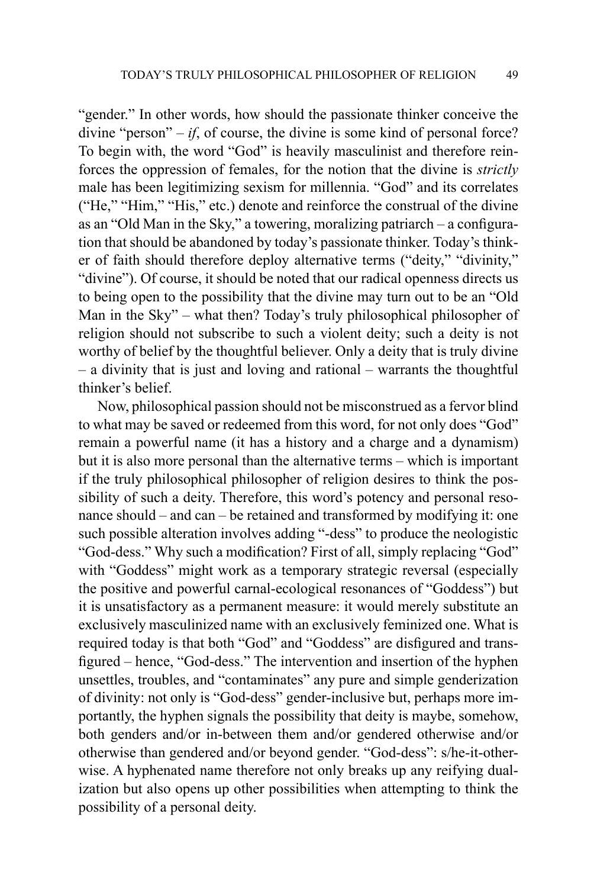"gender." In other words, how should the passionate thinker conceive the divine "person" – *if*, of course, the divine is some kind of personal force? To begin with, the word "God" is heavily masculinist and therefore reinforces the oppression of females, for the notion that the divine is *strictly* male has been legitimizing sexism for millennia. "God" and its correlates ("He," "Him," "His," etc.) denote and reinforce the construal of the divine as an "Old Man in the Sky," a towering, moralizing patriarch – a configuration that should be abandoned by today's passionate thinker. Today's thinker of faith should therefore deploy alternative terms ("deity," "divinity," "divine"). Of course, it should be noted that our radical openness directs us to being open to the possibility that the divine may turn out to be an "Old Man in the Sky" – what then? Today's truly philosophical philosopher of religion should not subscribe to such a violent deity; such a deity is not worthy of belief by the thoughtful believer. Only a deity that is truly divine – a divinity that is just and loving and rational – warrants the thoughtful thinker's belief.

Now, philosophical passion should not be misconstrued as a fervor blind to what may be saved or redeemed from this word, for not only does "God" remain a powerful name (it has a history and a charge and a dynamism) but it is also more personal than the alternative terms – which is important if the truly philosophical philosopher of religion desires to think the possibility of such a deity. Therefore, this word's potency and personal resonance should – and can – be retained and transformed by modifying it: one such possible alteration involves adding "-dess" to produce the neologistic "God-dess." Why such a modification? First of all, simply replacing "God" with "Goddess" might work as a temporary strategic reversal (especially the positive and powerful carnal-ecological resonances of "Goddess") but it is unsatisfactory as a permanent measure: it would merely substitute an exclusively masculinized name with an exclusively feminized one. What is required today is that both "God" and "Goddess" are disfigured and transfigured – hence, "God-dess." The intervention and insertion of the hyphen unsettles, troubles, and "contaminates" any pure and simple genderization of divinity: not only is "God-dess" gender-inclusive but, perhaps more importantly, the hyphen signals the possibility that deity is maybe, somehow, both genders and/or in-between them and/or gendered otherwise and/or otherwise than gendered and/or beyond gender. "God-dess": s/he-it-otherwise. A hyphenated name therefore not only breaks up any reifying dualization but also opens up other possibilities when attempting to think the possibility of a personal deity.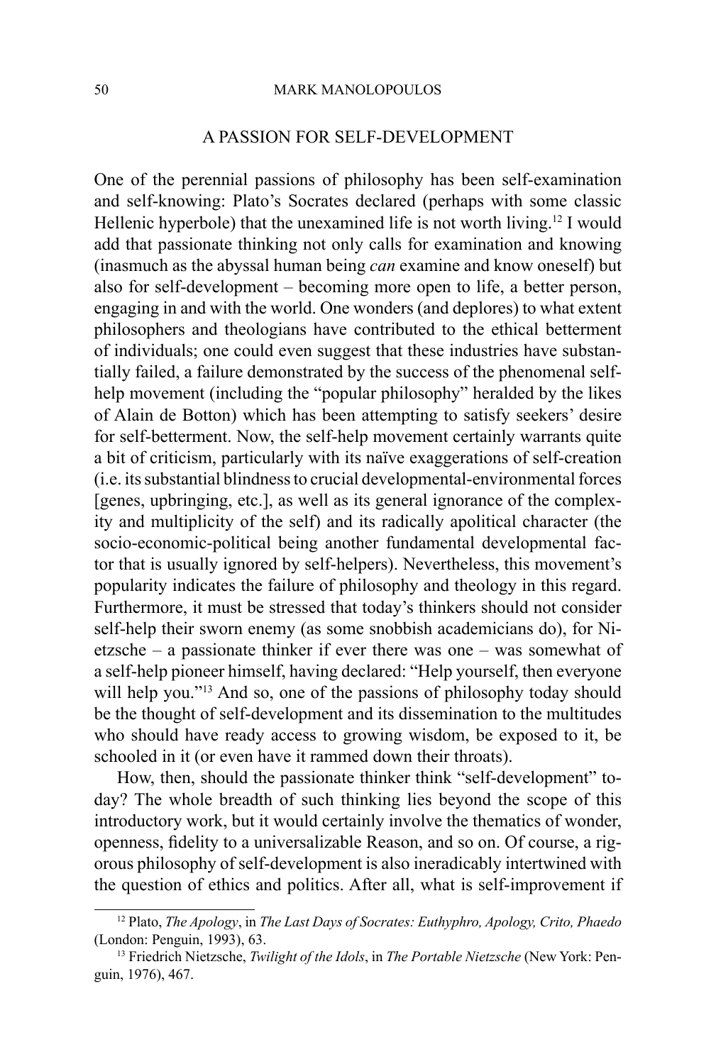## A PASSION FOR SELF-DEVELOPMENT

One of the perennial passions of philosophy has been self-examination and self-knowing: Plato's Socrates declared (perhaps with some classic Hellenic hyperbole) that the unexamined life is not worth living.[12] I would add that passionate thinking not only calls for examination and knowing (inasmuch as the abyssal human being *can* examine and know oneself) but also for self-development – becoming more open to life, a better person, engaging in and with the world. One wonders (and deplores) to what extent philosophers and theologians have contributed to the ethical betterment of individuals; one could even suggest that these industries have substantially failed, a failure demonstrated by the success of the phenomenal self-help movement (including the "popular philosophy" heralded by the likes of Alain de Botton) which has been attempting to satisfy seekers' desire for self-betterment. Now, the self-help movement certainly warrants quite a bit of criticism, particularly with its naïve exaggerations of self-creation (i.e. its substantial blindness to crucial developmental-environmental forces [genes, upbringing, etc.], as well as its general ignorance of the complexity and multiplicity of the self) and its radically apolitical character (the socio-economic-political being another fundamental developmental factor that is usually ignored by self-helpers). Nevertheless, this movement's popularity indicates the failure of philosophy and theology in this regard. Furthermore, it must be stressed that today's thinkers should not consider self-help their sworn enemy (as some snobbish academicians do), for Nietzsche – a passionate thinker if ever there was one – was somewhat of a self-help pioneer himself, having declared: "Help yourself, then everyone will help you."[13] And so, one of the passions of philosophy today should be the thought of self-development and its dissemination to the multitudes who should have ready access to growing wisdom, be exposed to it, be schooled in it (or even have it rammed down their throats).

How, then, should the passionate thinker think "self-development" today? The whole breadth of such thinking lies beyond the scope of this introductory work, but it would certainly involve the thematics of wonder, openness, fidelity to a universalizable Reason, and so on. Of course, a rigorous philosophy of self-development is also ineradicably intertwined with the question of ethics and politics. After all, what is self-improvement if

---

[12] Plato, *The Apology*, in *The Last Days of Socrates: Euthyphro, Apology, Crito, Phaedo* (London: Penguin, 1993), 63.

[13] Friedrich Nietzsche, *Twilight of the Idols*, in *The Portable Nietzsche* (New York: Penguin, 1976), 467.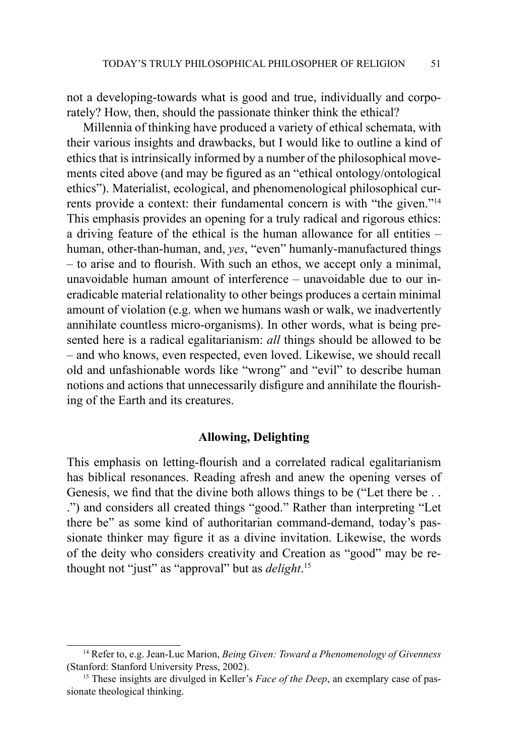not a developing-towards what is good and true, individually and corporately? How, then, should the passionate thinker think the ethical?

Millennia of thinking have produced a variety of ethical schemata, with their various insights and drawbacks, but I would like to outline a kind of ethics that is intrinsically informed by a number of the philosophical movements cited above (and may be figured as an "ethical ontology/ontological ethics"). Materialist, ecological, and phenomenological philosophical currents provide a context: their fundamental concern is with "the given."[14] This emphasis provides an opening for a truly radical and rigorous ethics: a driving feature of the ethical is the human allowance for all entities – human, other-than-human, and, *yes*, "even" humanly-manufactured things – to arise and to flourish. With such an ethos, we accept only a minimal, unavoidable human amount of interference – unavoidable due to our ineradicable material relationality to other beings produces a certain minimal amount of violation (e.g. when we humans wash or walk, we inadvertently annihilate countless micro-organisms). In other words, what is being presented here is a radical egalitarianism: *all* things should be allowed to be – and who knows, even respected, even loved. Likewise, we should recall old and unfashionable words like "wrong" and "evil" to describe human notions and actions that unnecessarily disfigure and annihilate the flourishing of the Earth and its creatures.

### Allowing, Delighting

This emphasis on letting-flourish and a correlated radical egalitarianism has biblical resonances. Reading afresh and anew the opening verses of Genesis, we find that the divine both allows things to be ("Let there be . . .") and considers all created things "good." Rather than interpreting "Let there be" as some kind of authoritarian command-demand, today's passionate thinker may figure it as a divine invitation. Likewise, the words of the deity who considers creativity and Creation as "good" may be re-thought not "just" as "approval" but as *delight*.[15]

---

[14] Refer to, e.g. Jean-Luc Marion, *Being Given: Toward a Phenomenology of Givenness* (Stanford: Stanford University Press, 2002).

[15] These insights are divulged in Keller's *Face of the Deep*, an exemplary case of passionate theological thinking.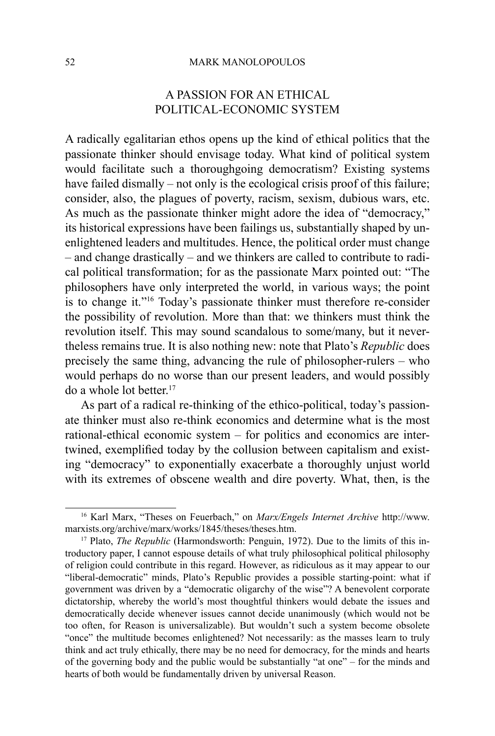## A PASSION FOR AN ETHICAL POLITICAL-ECONOMIC SYSTEM

A radically egalitarian ethos opens up the kind of ethical politics that the passionate thinker should envisage today. What kind of political system would facilitate such a thoroughgoing democratism? Existing systems have failed dismally – not only is the ecological crisis proof of this failure; consider, also, the plagues of poverty, racism, sexism, dubious wars, etc. As much as the passionate thinker might adore the idea of "democracy," its historical expressions have been failings us, substantially shaped by unenlightened leaders and multitudes. Hence, the political order must change – and change drastically – and we thinkers are called to contribute to radical political transformation; for as the passionate Marx pointed out: "The philosophers have only interpreted the world, in various ways; the point is to change it."[16] Today's passionate thinker must therefore re-consider the possibility of revolution. More than that: we thinkers must think the revolution itself. This may sound scandalous to some/many, but it nevertheless remains true. It is also nothing new: note that Plato's *Republic* does precisely the same thing, advancing the rule of philosopher-rulers – who would perhaps do no worse than our present leaders, and would possibly do a whole lot better.[17]

As part of a radical re-thinking of the ethico-political, today's passionate thinker must also re-think economics and determine what is the most rational-ethical economic system – for politics and economics are intertwined, exemplified today by the collusion between capitalism and existing "democracy" to exponentially exacerbate a thoroughly unjust world with its extremes of obscene wealth and dire poverty. What, then, is the

---

[16] Karl Marx, "Theses on Feuerbach," on *Marx/Engels Internet Archive* http://www.marxists.org/archive/marx/works/1845/theses/theses.htm.

[17] Plato, *The Republic* (Harmondsworth: Penguin, 1972). Due to the limits of this introductory paper, I cannot espouse details of what truly philosophical political philosophy of religion could contribute in this regard. However, as ridiculous as it may appear to our "liberal-democratic" minds, Plato's Republic provides a possible starting-point: what if government was driven by a "democratic oligarchy of the wise"? A benevolent corporate dictatorship, whereby the world's most thoughtful thinkers would debate the issues and democratically decide whenever issues cannot decide unanimously (which would not be too often, for Reason is universalizable). But wouldn't such a system become obsolete "once" the multitude becomes enlightened? Not necessarily: as the masses learn to truly think and act truly ethically, there may be no need for democracy, for the minds and hearts of the governing body and the public would be substantially "at one" – for the minds and hearts of both would be fundamentally driven by universal Reason.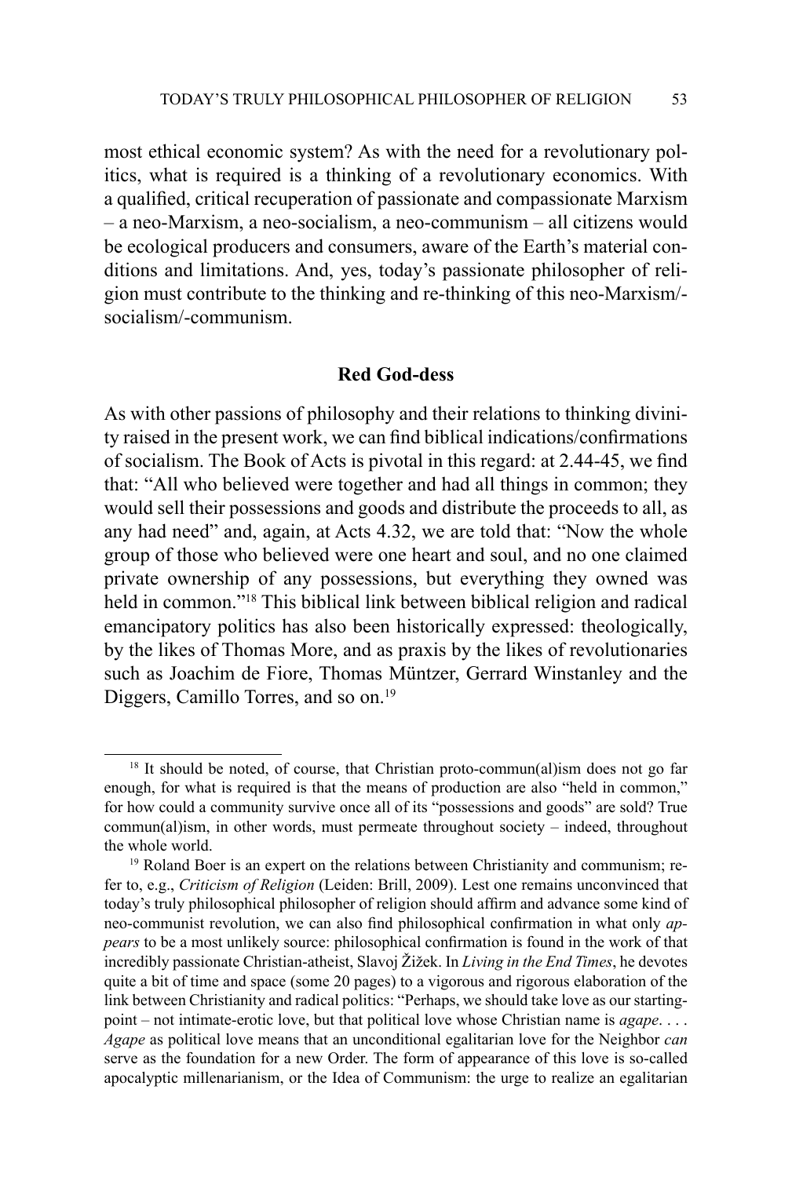most ethical economic system? As with the need for a revolutionary politics, what is required is a thinking of a revolutionary economics. With a qualified, critical recuperation of passionate and compassionate Marxism – a neo-Marxism, a neo-socialism, a neo-communism – all citizens would be ecological producers and consumers, aware of the Earth's material conditions and limitations. And, yes, today's passionate philosopher of religion must contribute to the thinking and re-thinking of this neo-Marxism/-socialism/-communism.

## Red God-dess

As with other passions of philosophy and their relations to thinking divinity raised in the present work, we can find biblical indications/confirmations of socialism. The Book of Acts is pivotal in this regard: at 2.44-45, we find that: "All who believed were together and had all things in common; they would sell their possessions and goods and distribute the proceeds to all, as any had need" and, again, at Acts 4.32, we are told that: "Now the whole group of those who believed were one heart and soul, and no one claimed private ownership of any possessions, but everything they owned was held in common."[18] This biblical link between biblical religion and radical emancipatory politics has also been historically expressed: theologically, by the likes of Thomas More, and as praxis by the likes of revolutionaries such as Joachim de Fiore, Thomas Müntzer, Gerrard Winstanley and the Diggers, Camillo Torres, and so on.[19]

---

[18] It should be noted, of course, that Christian proto-commun(al)ism does not go far enough, for what is required is that the means of production are also "held in common," for how could a community survive once all of its "possessions and goods" are sold? True commun(al)ism, in other words, must permeate throughout society – indeed, throughout the whole world.

[19] Roland Boer is an expert on the relations between Christianity and communism; refer to, e.g., *Criticism of Religion* (Leiden: Brill, 2009). Lest one remains unconvinced that today's truly philosophical philosopher of religion should affirm and advance some kind of neo-communist revolution, we can also find philosophical confirmation in what only *appears* to be a most unlikely source: philosophical confirmation is found in the work of that incredibly passionate Christian-atheist, Slavoj Žižek. In *Living in the End Times*, he devotes quite a bit of time and space (some 20 pages) to a vigorous and rigorous elaboration of the link between Christianity and radical politics: "Perhaps, we should take love as our starting-point – not intimate-erotic love, but that political love whose Christian name is *agape*. . . . *Agape* as political love means that an unconditional egalitarian love for the Neighbor *can* serve as the foundation for a new Order. The form of appearance of this love is so-called apocalyptic millenarianism, or the Idea of Communism: the urge to realize an egalitarian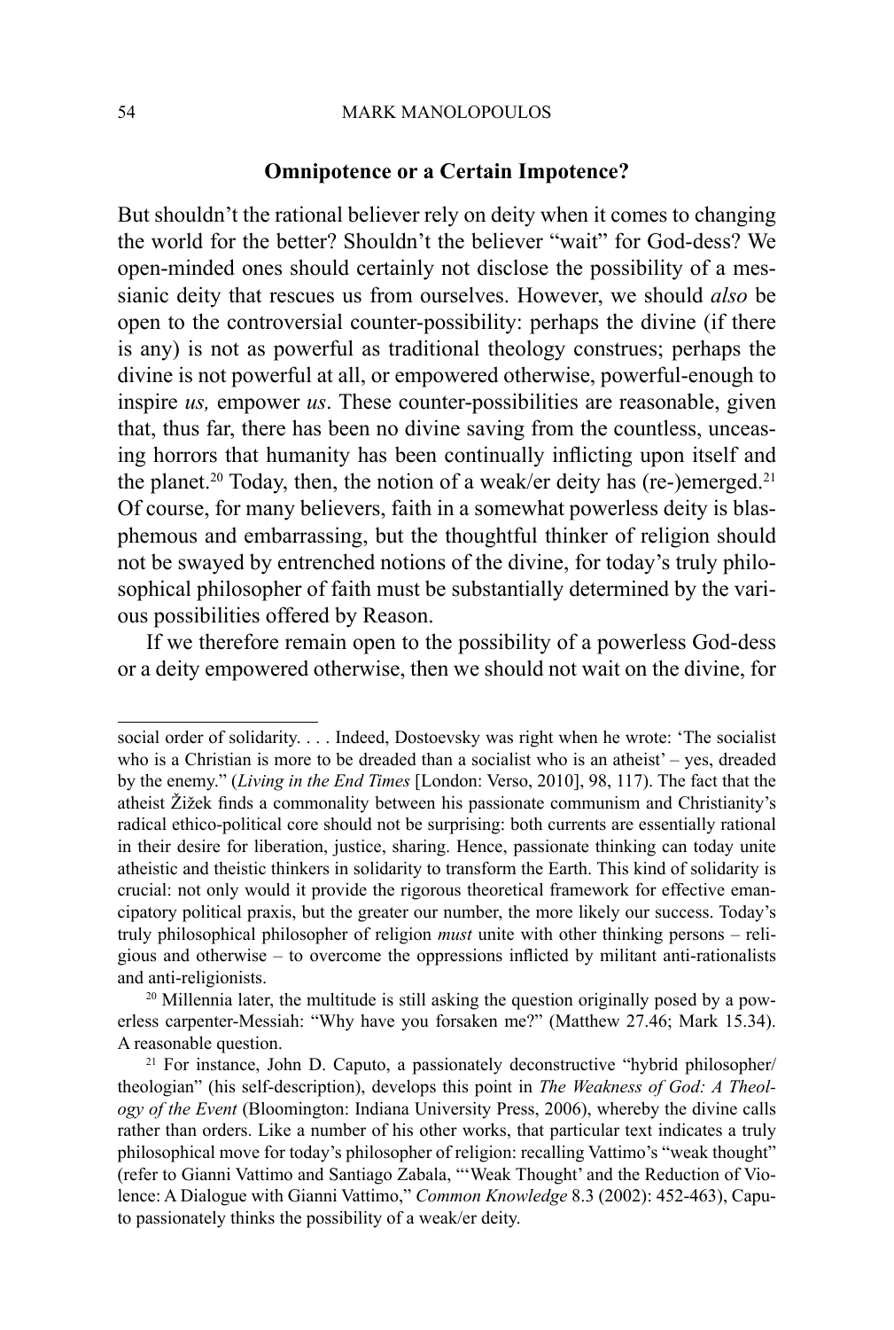## Omnipotence or a Certain Impotence?

But shouldn't the rational believer rely on deity when it comes to changing the world for the better? Shouldn't the believer "wait" for God-dess? We open-minded ones should certainly not disclose the possibility of a messianic deity that rescues us from ourselves. However, we should *also* be open to the controversial counter-possibility: perhaps the divine (if there is any) is not as powerful as traditional theology construes; perhaps the divine is not powerful at all, or empowered otherwise, powerful-enough to inspire *us,* empower *us*. These counter-possibilities are reasonable, given that, thus far, there has been no divine saving from the countless, unceasing horrors that humanity has been continually inflicting upon itself and the planet.[20] Today, then, the notion of a weak/er deity has (re-)emerged.[21] Of course, for many believers, faith in a somewhat powerless deity is blasphemous and embarrassing, but the thoughtful thinker of religion should not be swayed by entrenched notions of the divine, for today's truly philosophical philosopher of faith must be substantially determined by the various possibilities offered by Reason.

If we therefore remain open to the possibility of a powerless God-dess or a deity empowered otherwise, then we should not wait on the divine, for

---

social order of solidarity. . . . Indeed, Dostoevsky was right when he wrote: 'The socialist who is a Christian is more to be dreaded than a socialist who is an atheist' – yes, dreaded by the enemy." (*Living in the End Times* [London: Verso, 2010], 98, 117). The fact that the atheist Žižek finds a commonality between his passionate communism and Christianity's radical ethico-political core should not be surprising: both currents are essentially rational in their desire for liberation, justice, sharing. Hence, passionate thinking can today unite atheistic and theistic thinkers in solidarity to transform the Earth. This kind of solidarity is crucial: not only would it provide the rigorous theoretical framework for effective emancipatory political praxis, but the greater our number, the more likely our success. Today's truly philosophical philosopher of religion *must* unite with other thinking persons – religious and otherwise – to overcome the oppressions inflicted by militant anti-rationalists and anti-religionists.

[20] Millennia later, the multitude is still asking the question originally posed by a powerless carpenter-Messiah: "Why have you forsaken me?" (Matthew 27.46; Mark 15.34). A reasonable question.

[21] For instance, John D. Caputo, a passionately deconstructive "hybrid philosopher/theologian" (his self-description), develops this point in *The Weakness of God: A Theology of the Event* (Bloomington: Indiana University Press, 2006), whereby the divine calls rather than orders. Like a number of his other works, that particular text indicates a truly philosophical move for today's philosopher of religion: recalling Vattimo's "weak thought" (refer to Gianni Vattimo and Santiago Zabala, "'Weak Thought' and the Reduction of Violence: A Dialogue with Gianni Vattimo," *Common Knowledge* 8.3 (2002): 452-463), Caputo passionately thinks the possibility of a weak/er deity.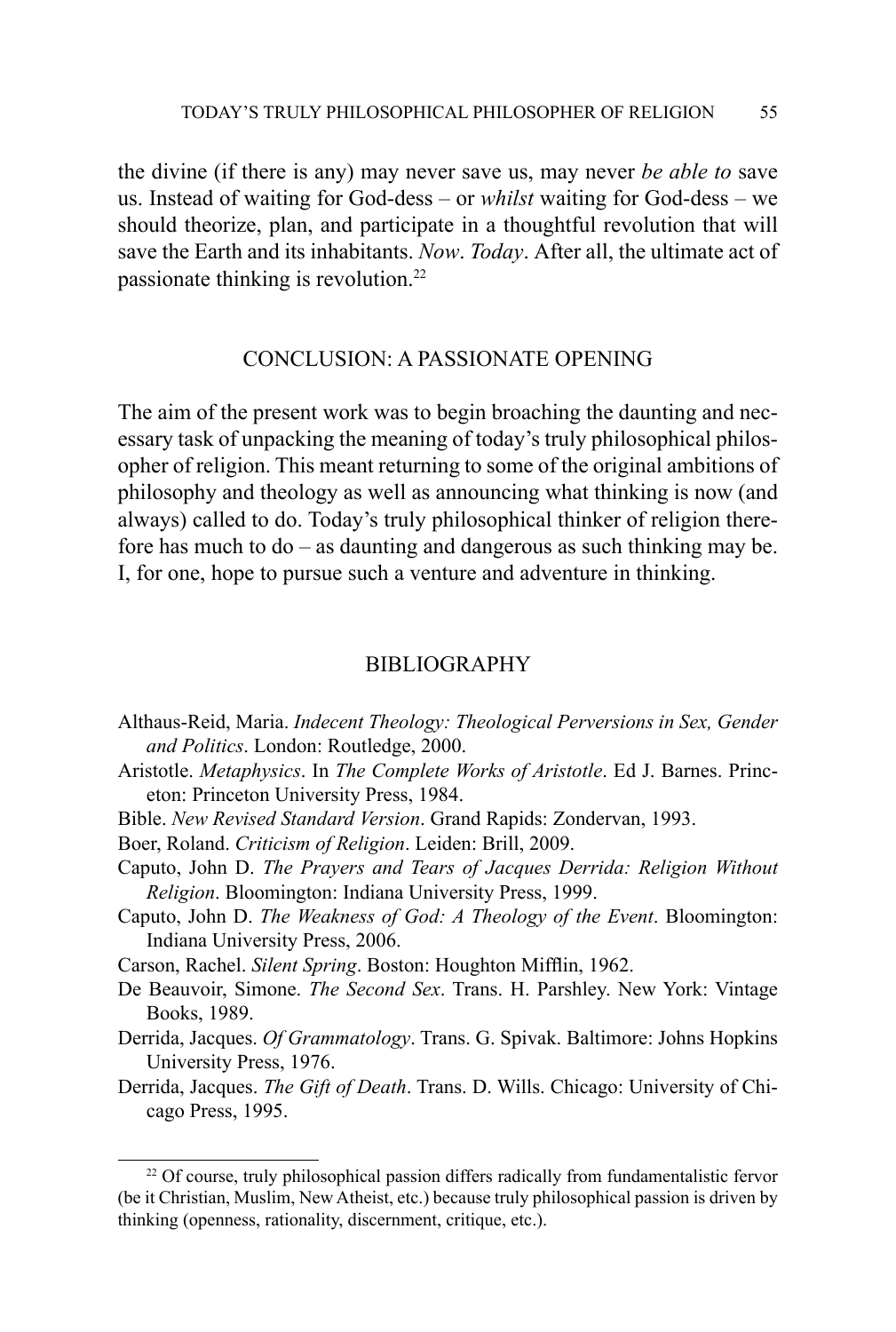the divine (if there is any) may never save us, may never *be able to* save us. Instead of waiting for God-dess – or *whilst* waiting for God-dess – we should theorize, plan, and participate in a thoughtful revolution that will save the Earth and its inhabitants. *Now*. *Today*. After all, the ultimate act of passionate thinking is revolution.[22]

## CONCLUSION: A PASSIONATE OPENING

The aim of the present work was to begin broaching the daunting and necessary task of unpacking the meaning of today's truly philosophical philosopher of religion. This meant returning to some of the original ambitions of philosophy and theology as well as announcing what thinking is now (and always) called to do. Today's truly philosophical thinker of religion therefore has much to do – as daunting and dangerous as such thinking may be. I, for one, hope to pursue such a venture and adventure in thinking.

## BIBLIOGRAPHY

Althaus-Reid, Maria. *Indecent Theology: Theological Perversions in Sex, Gender and Politics*. London: Routledge, 2000.

Aristotle. *Metaphysics*. In *The Complete Works of Aristotle*. Ed J. Barnes. Princeton: Princeton University Press, 1984.

Bible. *New Revised Standard Version*. Grand Rapids: Zondervan, 1993.

Boer, Roland. *Criticism of Religion*. Leiden: Brill, 2009.

Caputo, John D. *The Prayers and Tears of Jacques Derrida: Religion Without Religion*. Bloomington: Indiana University Press, 1999.

Caputo, John D. *The Weakness of God: A Theology of the Event*. Bloomington: Indiana University Press, 2006.

Carson, Rachel. *Silent Spring*. Boston: Houghton Mifflin, 1962.

De Beauvoir, Simone. *The Second Sex*. Trans. H. Parshley. New York: Vintage Books, 1989.

Derrida, Jacques. *Of Grammatology*. Trans. G. Spivak. Baltimore: Johns Hopkins University Press, 1976.

Derrida, Jacques. *The Gift of Death*. Trans. D. Wills. Chicago: University of Chicago Press, 1995.

---

[22] Of course, truly philosophical passion differs radically from fundamentalistic fervor (be it Christian, Muslim, New Atheist, etc.) because truly philosophical passion is driven by thinking (openness, rationality, discernment, critique, etc.).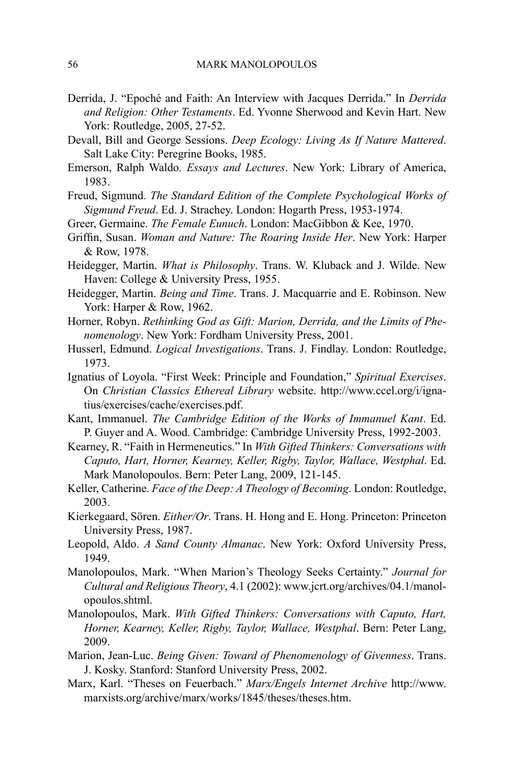Derrida, J. "Epoché and Faith: An Interview with Jacques Derrida." In *Derrida and Religion: Other Testaments*. Ed. Yvonne Sherwood and Kevin Hart. New York: Routledge, 2005, 27-52.

Devall, Bill and George Sessions. *Deep Ecology: Living As If Nature Mattered*. Salt Lake City: Peregrine Books, 1985.

Emerson, Ralph Waldo. *Essays and Lectures*. New York: Library of America, 1983.

Freud, Sigmund. *The Standard Edition of the Complete Psychological Works of Sigmund Freud*. Ed. J. Strachey. London: Hogarth Press, 1953-1974.

Greer, Germaine. *The Female Eunuch*. London: MacGibbon & Kee, 1970.

Griffin, Susan. *Woman and Nature: The Roaring Inside Her*. New York: Harper & Row, 1978.

Heidegger, Martin. *What is Philosophy*. Trans. W. Kluback and J. Wilde. New Haven: College & University Press, 1955.

Heidegger, Martin. *Being and Time*. Trans. J. Macquarrie and E. Robinson. New York: Harper & Row, 1962.

Horner, Robyn. *Rethinking God as Gift: Marion, Derrida, and the Limits of Phenomenology*. New York: Fordham University Press, 2001.

Husserl, Edmund. *Logical Investigations*. Trans. J. Findlay. London: Routledge, 1973.

Ignatius of Loyola. "First Week: Principle and Foundation," *Spiritual Exercises*. On *Christian Classics Ethereal Library* website. http://www.ccel.org/i/ignatius/exercises/cache/exercises.pdf.

Kant, Immanuel. *The Cambridge Edition of the Works of Immanuel Kant*. Ed. P. Guyer and A. Wood. Cambridge: Cambridge University Press, 1992-2003.

Kearney, R. "Faith in Hermeneutics." In *With Gifted Thinkers: Conversations with Caputo, Hart, Horner, Kearney, Keller, Rigby, Taylor, Wallace, Westphal*. Ed. Mark Manolopoulos. Bern: Peter Lang, 2009, 121-145.

Keller, Catherine. *Face of the Deep: A Theology of Becoming*. London: Routledge, 2003.

Kierkegaard, Sören. *Either/Or*. Trans. H. Hong and E. Hong. Princeton: Princeton University Press, 1987.

Leopold, Aldo. *A Sand County Almanac*. New York: Oxford University Press, 1949.

Manolopoulos, Mark. "When Marion's Theology Seeks Certainty." *Journal for Cultural and Religious Theory*, 4.1 (2002): www.jcrt.org/archives/04.1/manolopoulos.shtml.

Manolopoulos, Mark. *With Gifted Thinkers: Conversations with Caputo, Hart, Horner, Kearney, Keller, Rigby, Taylor, Wallace, Westphal*. Bern: Peter Lang, 2009.

Marion, Jean-Luc. *Being Given: Toward of Phenomenology of Givenness*. Trans. J. Kosky. Stanford: Stanford University Press, 2002.

Marx, Karl. "Theses on Feuerbach." *Marx/Engels Internet Archive* http://www.marxists.org/archive/marx/works/1845/theses/theses.htm.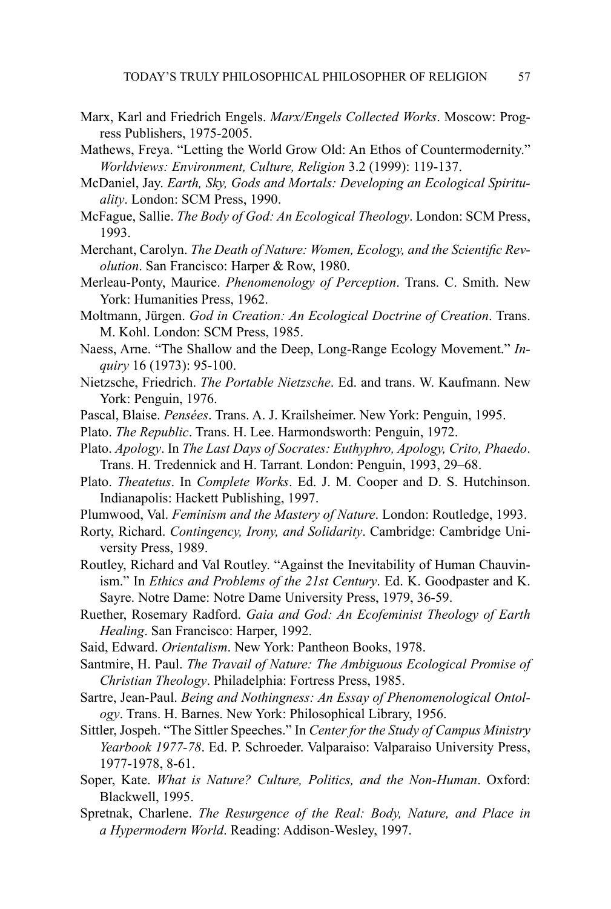Marx, Karl and Friedrich Engels. *Marx/Engels Collected Works*. Moscow: Progress Publishers, 1975-2005.

Mathews, Freya. "Letting the World Grow Old: An Ethos of Countermodernity." *Worldviews: Environment, Culture, Religion* 3.2 (1999): 119-137.

McDaniel, Jay. *Earth, Sky, Gods and Mortals: Developing an Ecological Spirituality*. London: SCM Press, 1990.

McFague, Sallie. *The Body of God: An Ecological Theology*. London: SCM Press, 1993.

Merchant, Carolyn. *The Death of Nature: Women, Ecology, and the Scientific Revolution*. San Francisco: Harper & Row, 1980.

Merleau-Ponty, Maurice. *Phenomenology of Perception*. Trans. C. Smith. New York: Humanities Press, 1962.

Moltmann, Jürgen. *God in Creation: An Ecological Doctrine of Creation*. Trans. M. Kohl. London: SCM Press, 1985.

Naess, Arne. "The Shallow and the Deep, Long-Range Ecology Movement." *Inquiry* 16 (1973): 95-100.

Nietzsche, Friedrich. *The Portable Nietzsche*. Ed. and trans. W. Kaufmann. New York: Penguin, 1976.

Pascal, Blaise. *Pensées*. Trans. A. J. Krailsheimer. New York: Penguin, 1995.

Plato. *The Republic*. Trans. H. Lee. Harmondsworth: Penguin, 1972.

Plato. *Apology*. In *The Last Days of Socrates: Euthyphro, Apology, Crito, Phaedo*. Trans. H. Tredennick and H. Tarrant. London: Penguin, 1993, 29–68.

Plato. *Theatetus*. In *Complete Works*. Ed. J. M. Cooper and D. S. Hutchinson. Indianapolis: Hackett Publishing, 1997.

Plumwood, Val. *Feminism and the Mastery of Nature*. London: Routledge, 1993.

Rorty, Richard. *Contingency, Irony, and Solidarity*. Cambridge: Cambridge University Press, 1989.

Routley, Richard and Val Routley. "Against the Inevitability of Human Chauvinism." In *Ethics and Problems of the 21st Century*. Ed. K. Goodpaster and K. Sayre. Notre Dame: Notre Dame University Press, 1979, 36-59.

Ruether, Rosemary Radford. *Gaia and God: An Ecofeminist Theology of Earth Healing*. San Francisco: Harper, 1992.

Said, Edward. *Orientalism*. New York: Pantheon Books, 1978.

Santmire, H. Paul. *The Travail of Nature: The Ambiguous Ecological Promise of Christian Theology*. Philadelphia: Fortress Press, 1985.

Sartre, Jean-Paul. *Being and Nothingness: An Essay of Phenomenological Ontology*. Trans. H. Barnes. New York: Philosophical Library, 1956.

Sittler, Jospeh. "The Sittler Speeches." In *Center for the Study of Campus Ministry Yearbook 1977-78*. Ed. P. Schroeder. Valparaiso: Valparaiso University Press, 1977-1978, 8-61.

Soper, Kate. *What is Nature? Culture, Politics, and the Non-Human*. Oxford: Blackwell, 1995.

Spretnak, Charlene. *The Resurgence of the Real: Body, Nature, and Place in a Hypermodern World*. Reading: Addison-Wesley, 1997.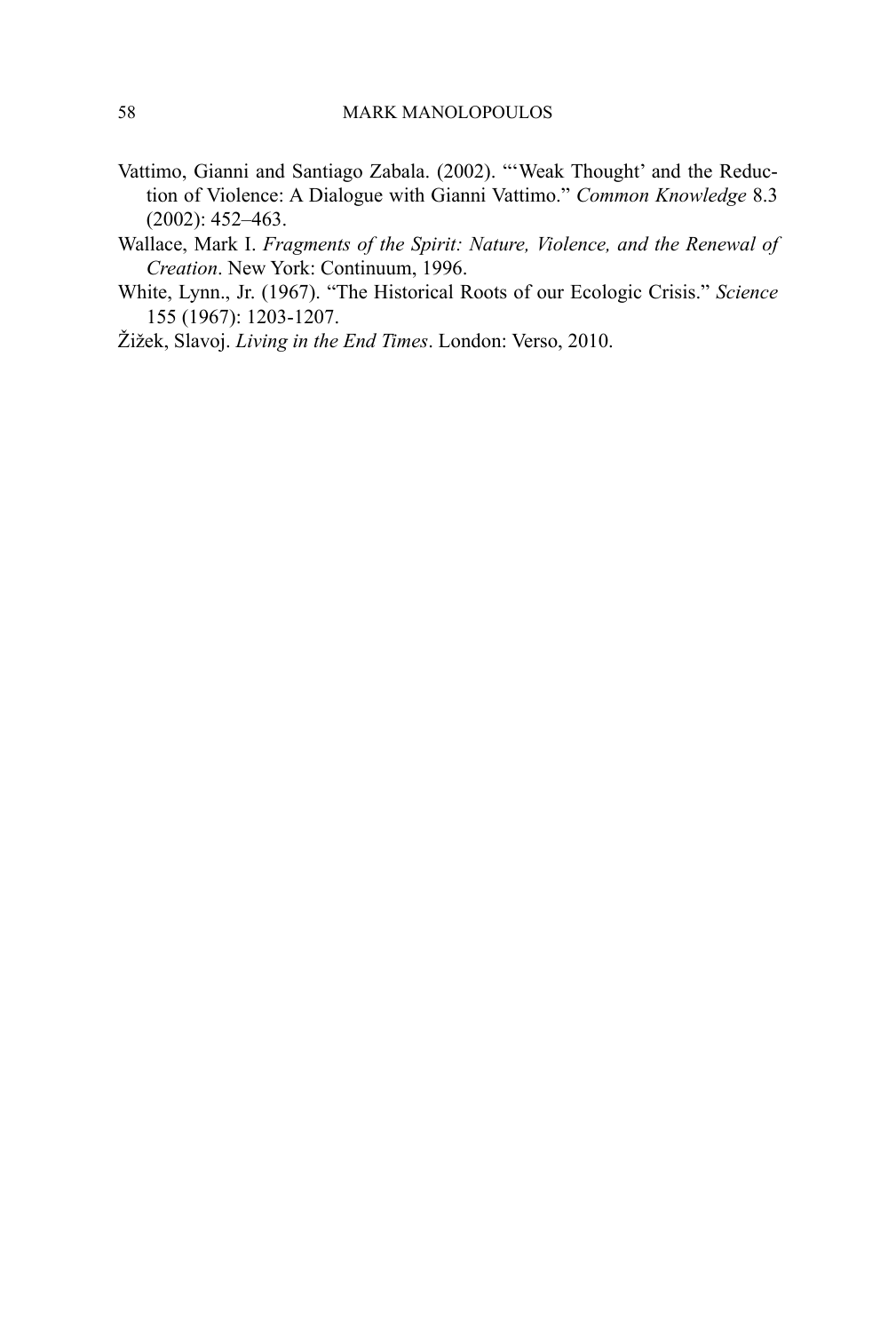Vattimo, Gianni and Santiago Zabala. (2002). "'Weak Thought' and the Reduction of Violence: A Dialogue with Gianni Vattimo." *Common Knowledge* 8.3 (2002): 452–463.

Wallace, Mark I. *Fragments of the Spirit: Nature, Violence, and the Renewal of Creation*. New York: Continuum, 1996.

White, Lynn., Jr. (1967). "The Historical Roots of our Ecologic Crisis." *Science* 155 (1967): 1203-1207.

Žižek, Slavoj. *Living in the End Times*. London: Verso, 2010.